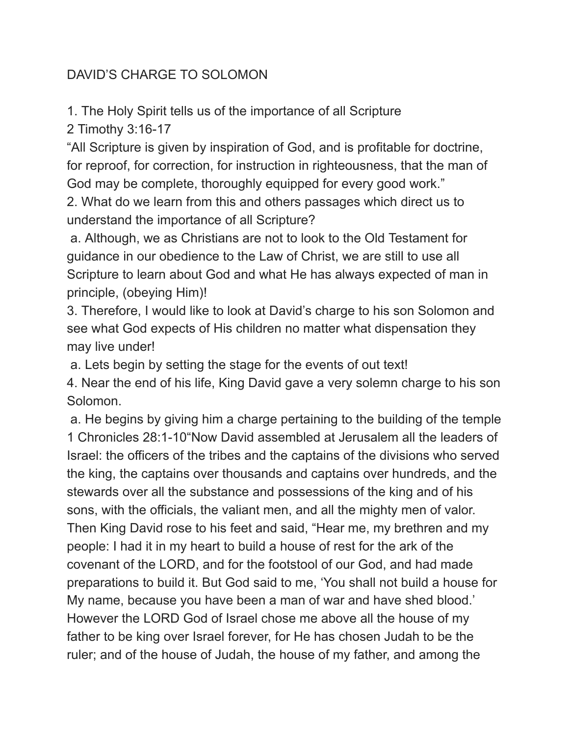# DAVID'S CHARGE TO SOLOMON

1. The Holy Spirit tells us of the importance of all Scripture
2 Timothy 3:16-17
"All Scripture is given by inspiration of God, and is profitable for doctrine, for reproof, for correction, for instruction in righteousness, that the man of God may be complete, thoroughly equipped for every good work."
2. What do we learn from this and others passages which direct us to understand the importance of all Scripture?
 a. Although, we as Christians are not to look to the Old Testament for guidance in our obedience to the Law of Christ, we are still to use all Scripture to learn about God and what He has always expected of man in principle, (obeying Him)!
3. Therefore, I would like to look at David's charge to his son Solomon and see what God expects of His children no matter what dispensation they may live under!
 a. Lets begin by setting the stage for the events of out text!
4. Near the end of his life, King David gave a very solemn charge to his son Solomon.
 a. He begins by giving him a charge pertaining to the building of the temple
1 Chronicles 28:1-10"Now David assembled at Jerusalem all the leaders of Israel: the officers of the tribes and the captains of the divisions who served the king, the captains over thousands and captains over hundreds, and the stewards over all the substance and possessions of the king and of his sons, with the officials, the valiant men, and all the mighty men of valor. Then King David rose to his feet and said, "Hear me, my brethren and my people: I had it in my heart to build a house of rest for the ark of the covenant of the LORD, and for the footstool of our God, and had made preparations to build it. But God said to me, 'You shall not build a house for My name, because you have been a man of war and have shed blood.' However the LORD God of Israel chose me above all the house of my father to be king over Israel forever, for He has chosen Judah to be the ruler; and of the house of Judah, the house of my father, and among the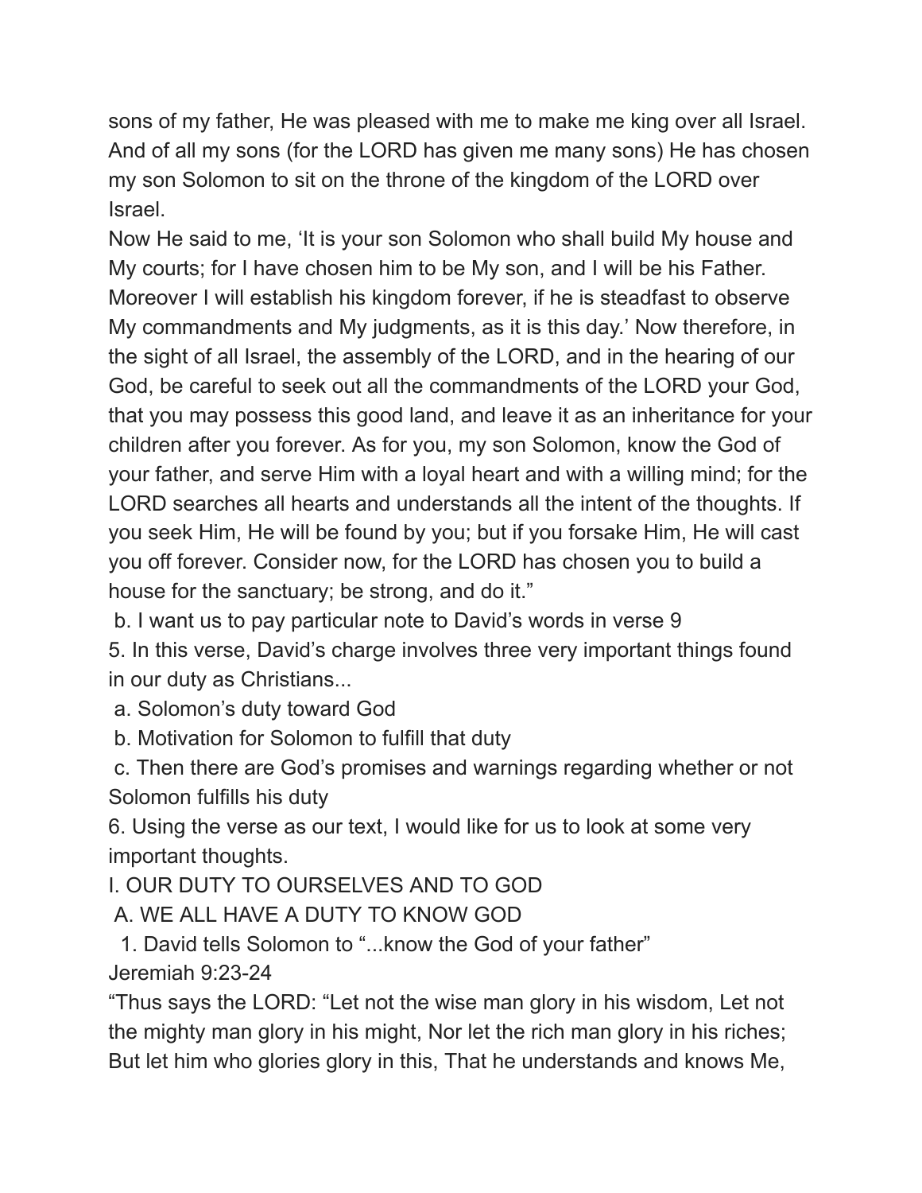sons of my father, He was pleased with me to make me king over all Israel. And of all my sons (for the LORD has given me many sons) He has chosen my son Solomon to sit on the throne of the kingdom of the LORD over Israel.

Now He said to me, 'It is your son Solomon who shall build My house and My courts; for I have chosen him to be My son, and I will be his Father. Moreover I will establish his kingdom forever, if he is steadfast to observe My commandments and My judgments, as it is this day.' Now therefore, in the sight of all Israel, the assembly of the LORD, and in the hearing of our God, be careful to seek out all the commandments of the LORD your God, that you may possess this good land, and leave it as an inheritance for your children after you forever. As for you, my son Solomon, know the God of your father, and serve Him with a loyal heart and with a willing mind; for the LORD searches all hearts and understands all the intent of the thoughts. If you seek Him, He will be found by you; but if you forsake Him, He will cast you off forever. Consider now, for the LORD has chosen you to build a house for the sanctuary; be strong, and do it."

b. I want us to pay particular note to David's words in verse 9

5. In this verse, David's charge involves three very important things found in our duty as Christians...

a. Solomon's duty toward God

b. Motivation for Solomon to fulfill that duty

c. Then there are God's promises and warnings regarding whether or not Solomon fulfills his duty

6. Using the verse as our text, I would like for us to look at some very important thoughts.

I. OUR DUTY TO OURSELVES AND TO GOD

A. WE ALL HAVE A DUTY TO KNOW GOD

1. David tells Solomon to "...know the God of your father"

Jeremiah 9:23-24

"Thus says the LORD: "Let not the wise man glory in his wisdom, Let not the mighty man glory in his might, Nor let the rich man glory in his riches; But let him who glories glory in this, That he understands and knows Me,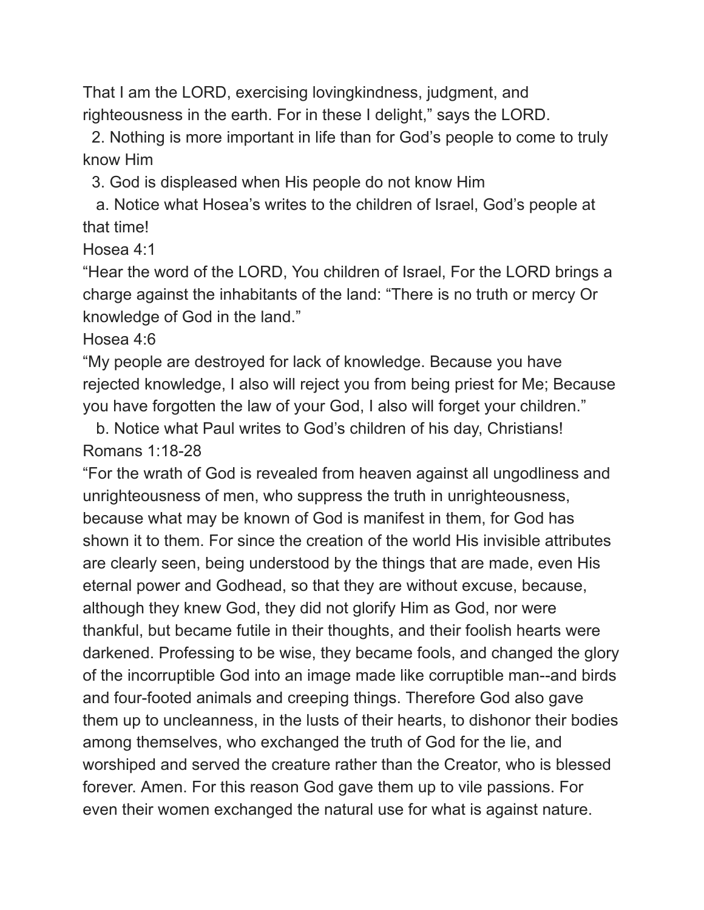That I am the LORD, exercising lovingkindness, judgment, and righteousness in the earth. For in these I delight," says the LORD.

2. Nothing is more important in life than for God's people to come to truly know Him

3. God is displeased when His people do not know Him

a. Notice what Hosea's writes to the children of Israel, God's people at that time!

Hosea 4:1

"Hear the word of the LORD, You children of Israel, For the LORD brings a charge against the inhabitants of the land: "There is no truth or mercy Or knowledge of God in the land."

Hosea 4:6

"My people are destroyed for lack of knowledge. Because you have rejected knowledge, I also will reject you from being priest for Me; Because you have forgotten the law of your God, I also will forget your children."

b. Notice what Paul writes to God's children of his day, Christians!

Romans 1:18-28

"For the wrath of God is revealed from heaven against all ungodliness and unrighteousness of men, who suppress the truth in unrighteousness, because what may be known of God is manifest in them, for God has shown it to them. For since the creation of the world His invisible attributes are clearly seen, being understood by the things that are made, even His eternal power and Godhead, so that they are without excuse, because, although they knew God, they did not glorify Him as God, nor were thankful, but became futile in their thoughts, and their foolish hearts were darkened. Professing to be wise, they became fools, and changed the glory of the incorruptible God into an image made like corruptible man--and birds and four-footed animals and creeping things. Therefore God also gave them up to uncleanness, in the lusts of their hearts, to dishonor their bodies among themselves, who exchanged the truth of God for the lie, and worshiped and served the creature rather than the Creator, who is blessed forever. Amen. For this reason God gave them up to vile passions. For even their women exchanged the natural use for what is against nature.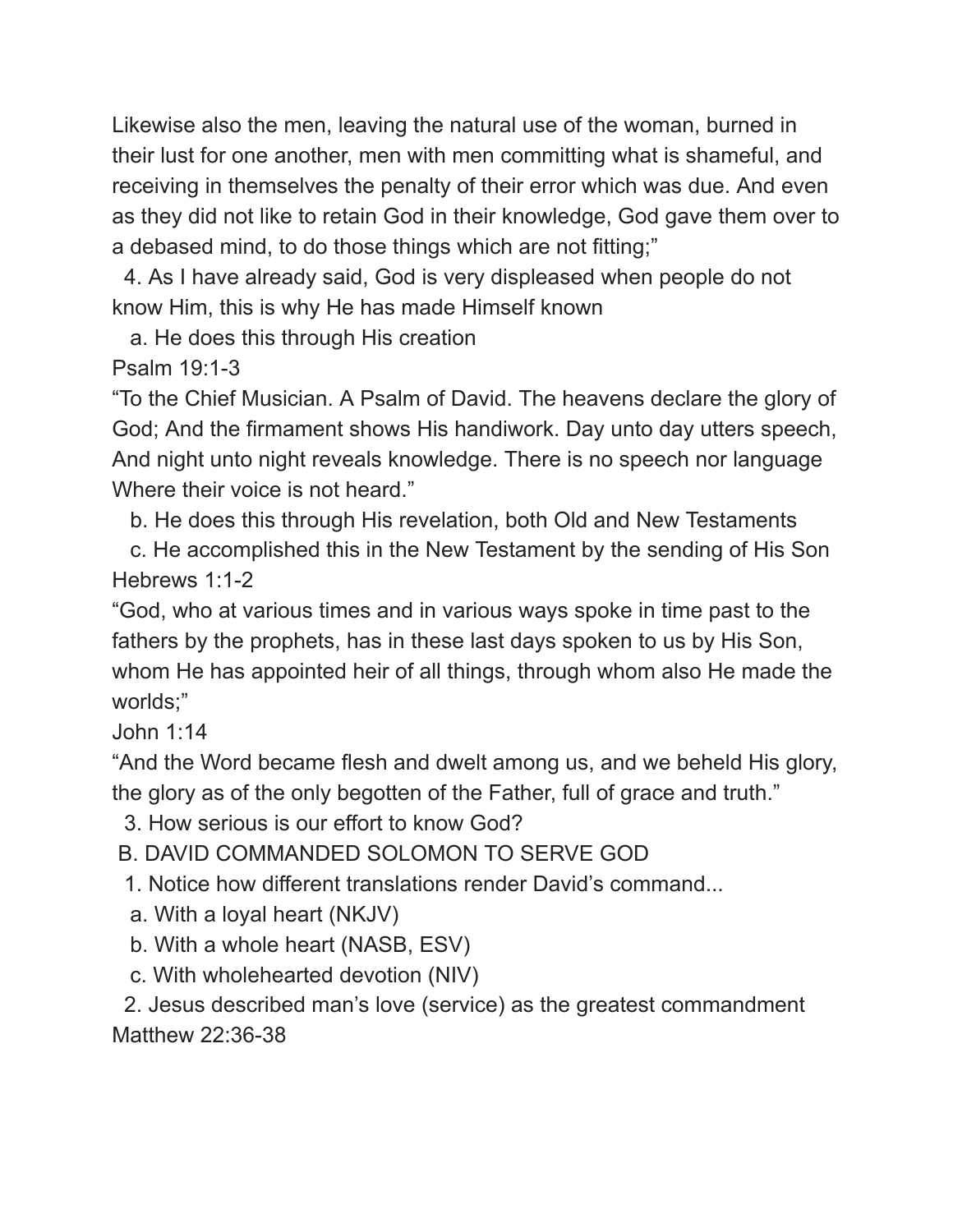Likewise also the men, leaving the natural use of the woman, burned in their lust for one another, men with men committing what is shameful, and receiving in themselves the penalty of their error which was due. And even as they did not like to retain God in their knowledge, God gave them over to a debased mind, to do those things which are not fitting;"

4. As I have already said, God is very displeased when people do not know Him, this is why He has made Himself known

   a. He does this through His creation

Psalm 19:1-3

"To the Chief Musician. A Psalm of David. The heavens declare the glory of God; And the firmament shows His handiwork. Day unto day utters speech, And night unto night reveals knowledge. There is no speech nor language Where their voice is not heard."

   b. He does this through His revelation, both Old and New Testaments

   c. He accomplished this in the New Testament by the sending of His Son

Hebrews 1:1-2

"God, who at various times and in various ways spoke in time past to the fathers by the prophets, has in these last days spoken to us by His Son, whom He has appointed heir of all things, through whom also He made the worlds;"

John 1:14

"And the Word became flesh and dwelt among us, and we beheld His glory, the glory as of the only begotten of the Father, full of grace and truth."

3. How serious is our effort to know God?

B. DAVID COMMANDED SOLOMON TO SERVE GOD

1. Notice how different translations render David's command...

   a. With a loyal heart (NKJV)

   b. With a whole heart (NASB, ESV)

   c. With wholehearted devotion (NIV)

2. Jesus described man's love (service) as the greatest commandment

Matthew 22:36-38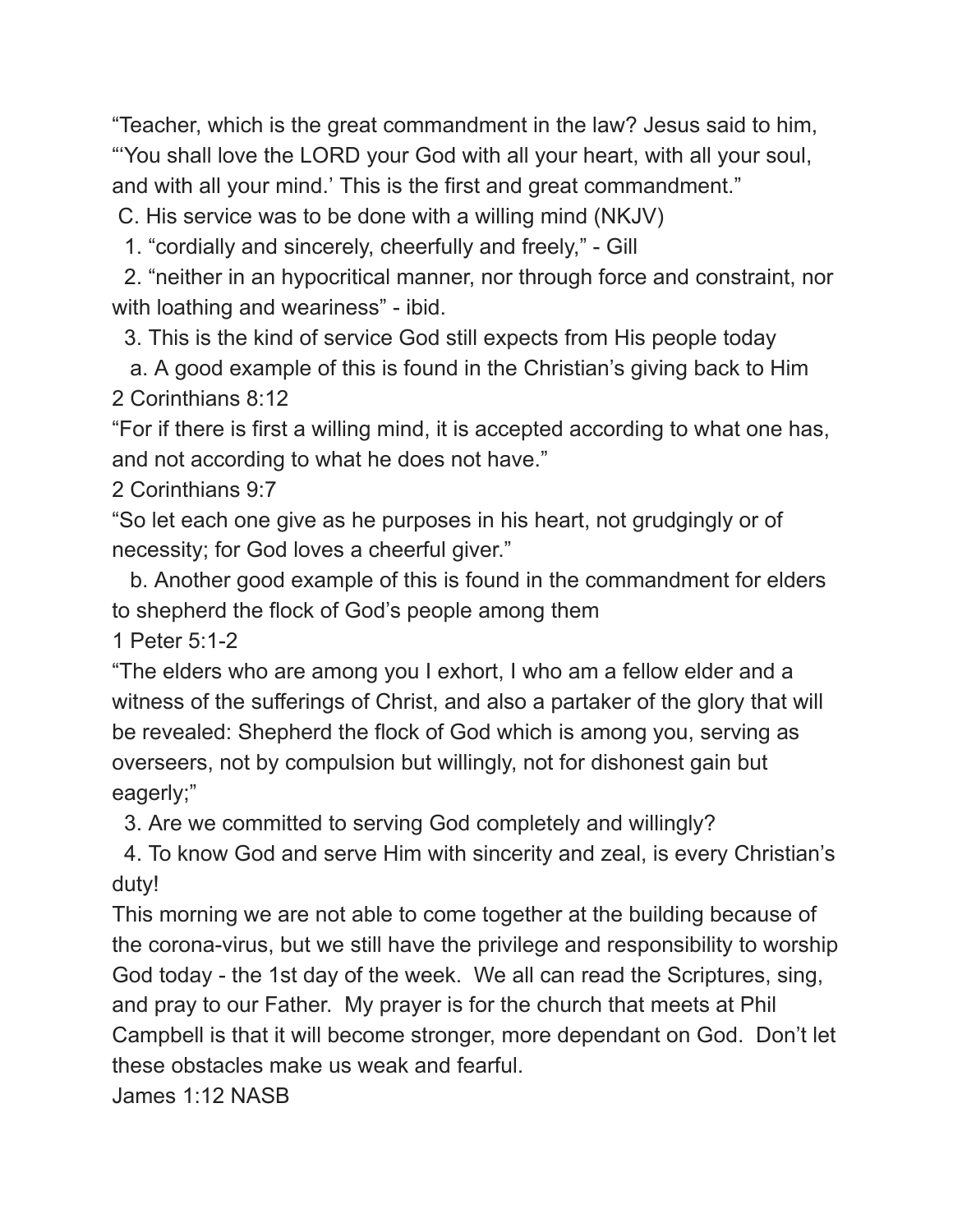"Teacher, which is the great commandment in the law? Jesus said to him, "'You shall love the LORD your God with all your heart, with all your soul, and with all your mind.' This is the first and great commandment."

C. His service was to be done with a willing mind (NKJV)

1. "cordially and sincerely, cheerfully and freely," - Gill

2. "neither in an hypocritical manner, nor through force and constraint, nor with loathing and weariness" - ibid.

3. This is the kind of service God still expects from His people today

a. A good example of this is found in the Christian's giving back to Him

2 Corinthians 8:12

"For if there is first a willing mind, it is accepted according to what one has, and not according to what he does not have."

2 Corinthians 9:7

"So let each one give as he purposes in his heart, not grudgingly or of necessity; for God loves a cheerful giver."

b. Another good example of this is found in the commandment for elders to shepherd the flock of God's people among them

1 Peter 5:1-2

"The elders who are among you I exhort, I who am a fellow elder and a witness of the sufferings of Christ, and also a partaker of the glory that will be revealed: Shepherd the flock of God which is among you, serving as overseers, not by compulsion but willingly, not for dishonest gain but eagerly;"

3. Are we committed to serving God completely and willingly?

4. To know God and serve Him with sincerity and zeal, is every Christian's duty!

This morning we are not able to come together at the building because of the corona-virus, but we still have the privilege and responsibility to worship God today - the 1st day of the week. We all can read the Scriptures, sing, and pray to our Father. My prayer is for the church that meets at Phil Campbell is that it will become stronger, more dependant on God. Don't let these obstacles make us weak and fearful.

James 1:12 NASB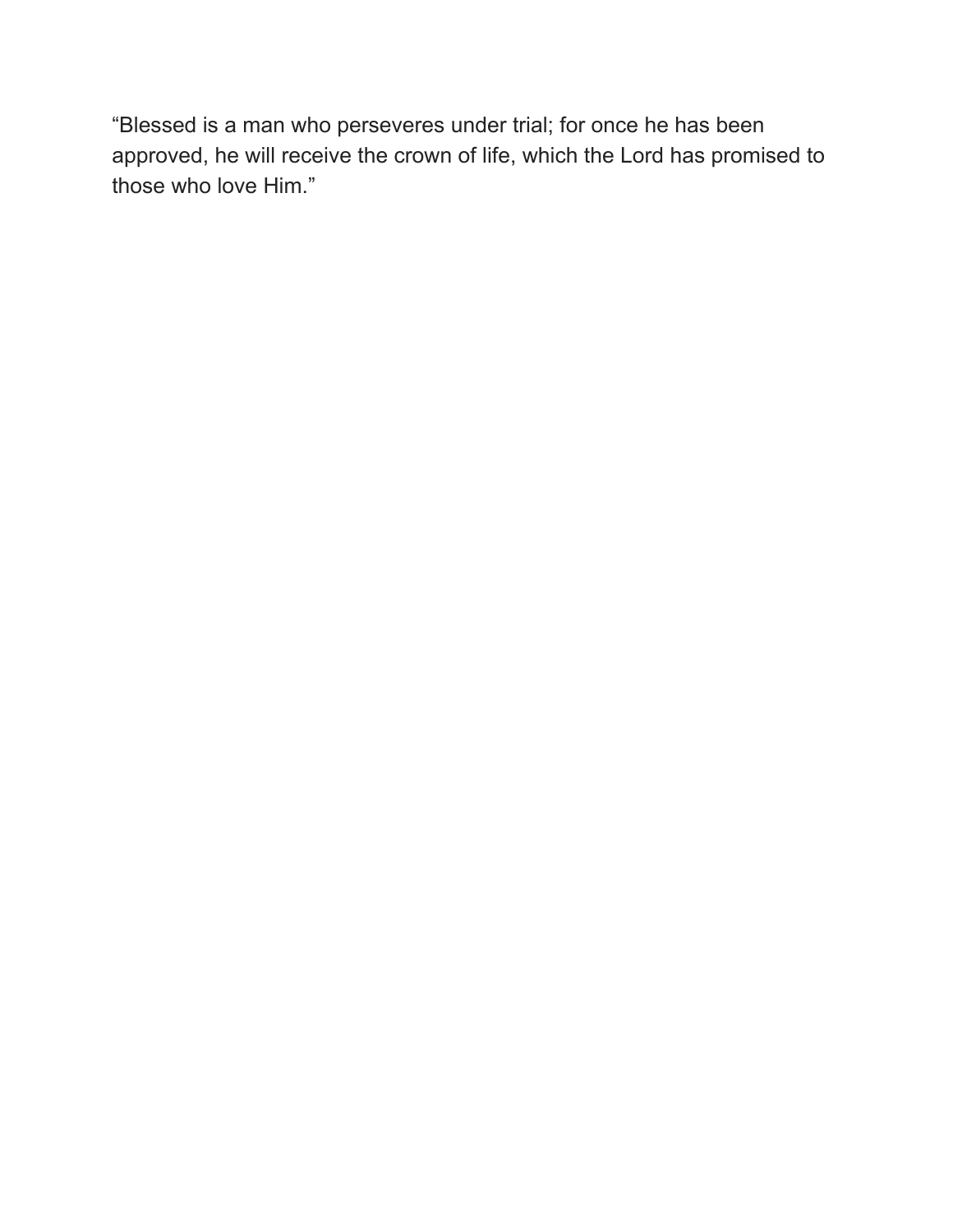“Blessed is a man who perseveres under trial; for once he has been approved, he will receive the crown of life, which the Lord has promised to those who love Him.”